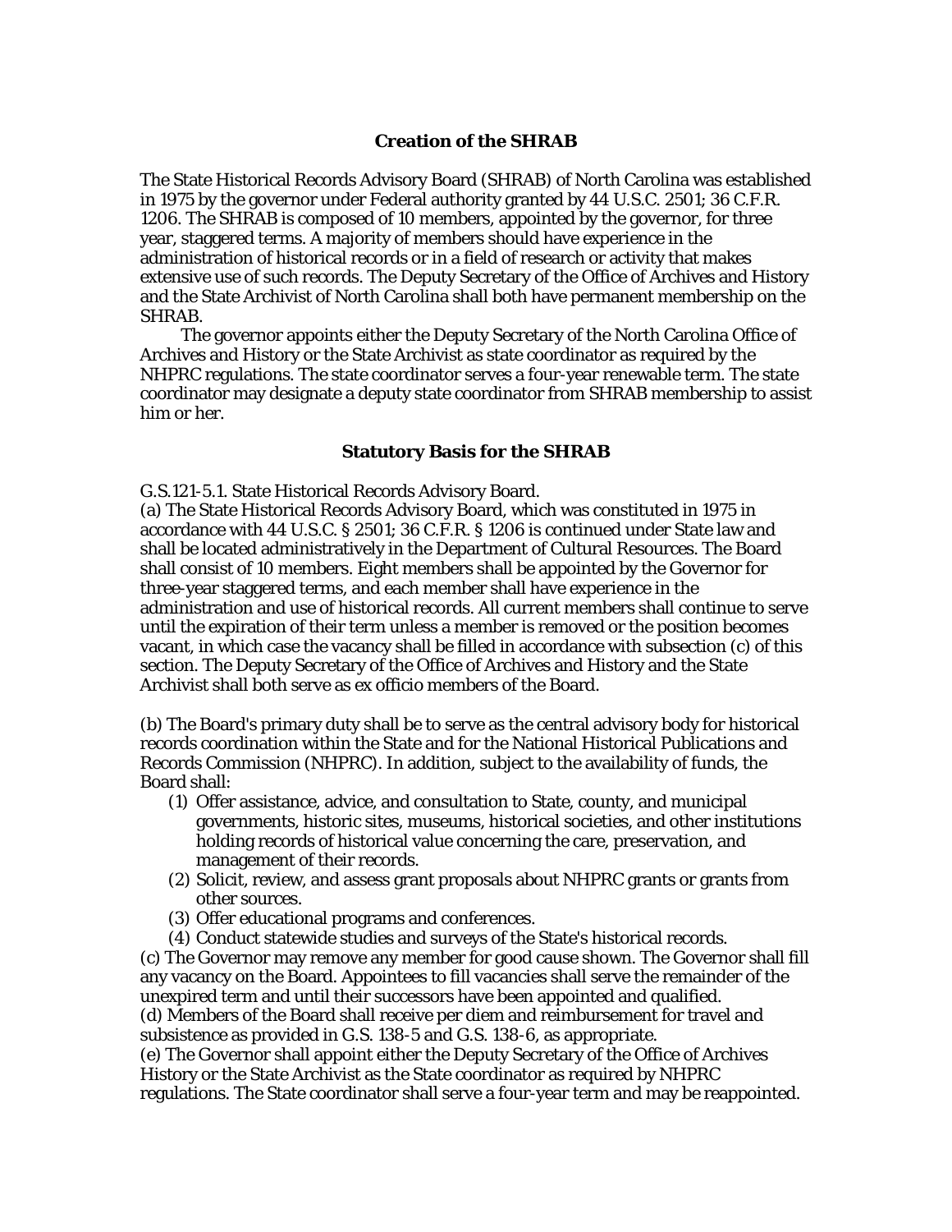## Creation of the SHRAB

The State Historical Records Advisory Board (SHRAB) of North Carolina was established in 1975 by the governor under Federal authority granted by 44 U.S.C. 2501; 36 C.F.R. 1206. The SHRAB is composed of 10 members, appointed by the governor, for three year, staggered terms. A majority of members should have experience in the administration of historical records or in a field of research or activity that makes extensive use of such records. The Deputy Secretary of the Office of Archives and History and the State Archivist of North Carolina shall both have permanent membership on the SHRAB.

The governor appoints either the Deputy Secretary of the North Carolina Office of Archives and History or the State Archivist as state coordinator as required by the NHPRC regulations. The state coordinator serves a four-year renewable term. The state coordinator may designate a deputy state coordinator from SHRAB membership to assist him or her.

## Statutory Basis for the SHRAB

G.S.121-5.1. State Historical Records Advisory Board.

(a) The State Historical Records Advisory Board, which was constituted in 1975 in accordance with 44 U.S.C. § 2501; 36 C.F.R. § 1206 is continued under State law and shall be located administratively in the Department of Cultural Resources. The Board shall consist of 10 members. Eight members shall be appointed by the Governor for three-year staggered terms, and each member shall have experience in the administration and use of historical records. All current members shall continue to serve until the expiration of their term unless a member is removed or the position becomes vacant, in which case the vacancy shall be filled in accordance with subsection (c) of this section. The Deputy Secretary of the Office of Archives and History and the State Archivist shall both serve as ex officio members of the Board.

(b) The Board's primary duty shall be to serve as the central advisory body for historical records coordination within the State and for the National Historical Publications and Records Commission (NHPRC). In addition, subject to the availability of funds, the Board shall:

(1) Offer assistance, advice, and consultation to State, county, and municipal governments, historic sites, museums, historical societies, and other institutions holding records of historical value concerning the care, preservation, and management of their records.
(2) Solicit, review, and assess grant proposals about NHPRC grants or grants from other sources.
(3) Offer educational programs and conferences.
(4) Conduct statewide studies and surveys of the State's historical records.

(c) The Governor may remove any member for good cause shown. The Governor shall fill any vacancy on the Board. Appointees to fill vacancies shall serve the remainder of the unexpired term and until their successors have been appointed and qualified.

(d) Members of the Board shall receive per diem and reimbursement for travel and subsistence as provided in G.S. 138-5 and G.S. 138-6, as appropriate.

(e) The Governor shall appoint either the Deputy Secretary of the Office of Archives History or the State Archivist as the State coordinator as required by NHPRC regulations. The State coordinator shall serve a four-year term and may be reappointed.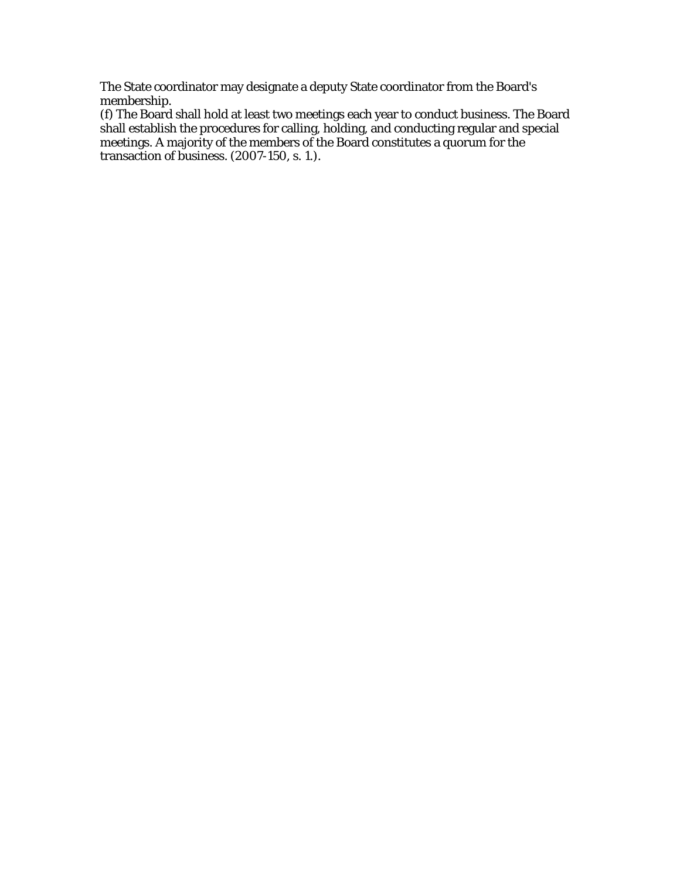The State coordinator may designate a deputy State coordinator from the Board's membership.

(f) The Board shall hold at least two meetings each year to conduct business. The Board shall establish the procedures for calling, holding, and conducting regular and special meetings. A majority of the members of the Board constitutes a quorum for the transaction of business. (2007-150, s. 1.).